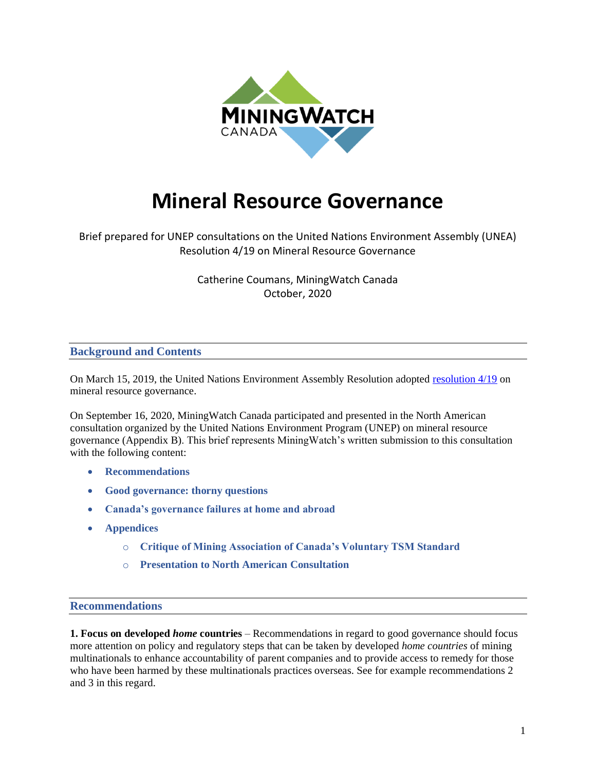# Mineral Resource Governance

Brief prepared for UNEP consultations on the United Nations Environment Assembly (UNEA) Resolution 4/19 on Mineral Resource Governance

Catherine Coumans, MiningWatch Canada
October, 2020

## Background and Contents

On March 15, 2019, the United Nations Environment Assembly Resolution adopted [resolution 4/19](resolution 4/19) on mineral resource governance.

On September 16, 2020, MiningWatch Canada participated and presented in the North American consultation organized by the United Nations Environment Program (UNEP) on mineral resource governance (Appendix B). This brief represents MiningWatch's written submission to this consultation with the following content:

- **Recommendations**
- **Good governance: thorny questions**
- **Canada's governance failures at home and abroad**
- **Appendices**
  - **Critique of Mining Association of Canada's Voluntary TSM Standard**
  - **Presentation to North American Consultation**

## Recommendations

**1. Focus on developed *home* countries** – Recommendations in regard to good governance should focus more attention on policy and regulatory steps that can be taken by developed *home countries* of mining multinationals to enhance accountability of parent companies and to provide access to remedy for those who have been harmed by these multinationals practices overseas. See for example recommendations 2 and 3 in this regard.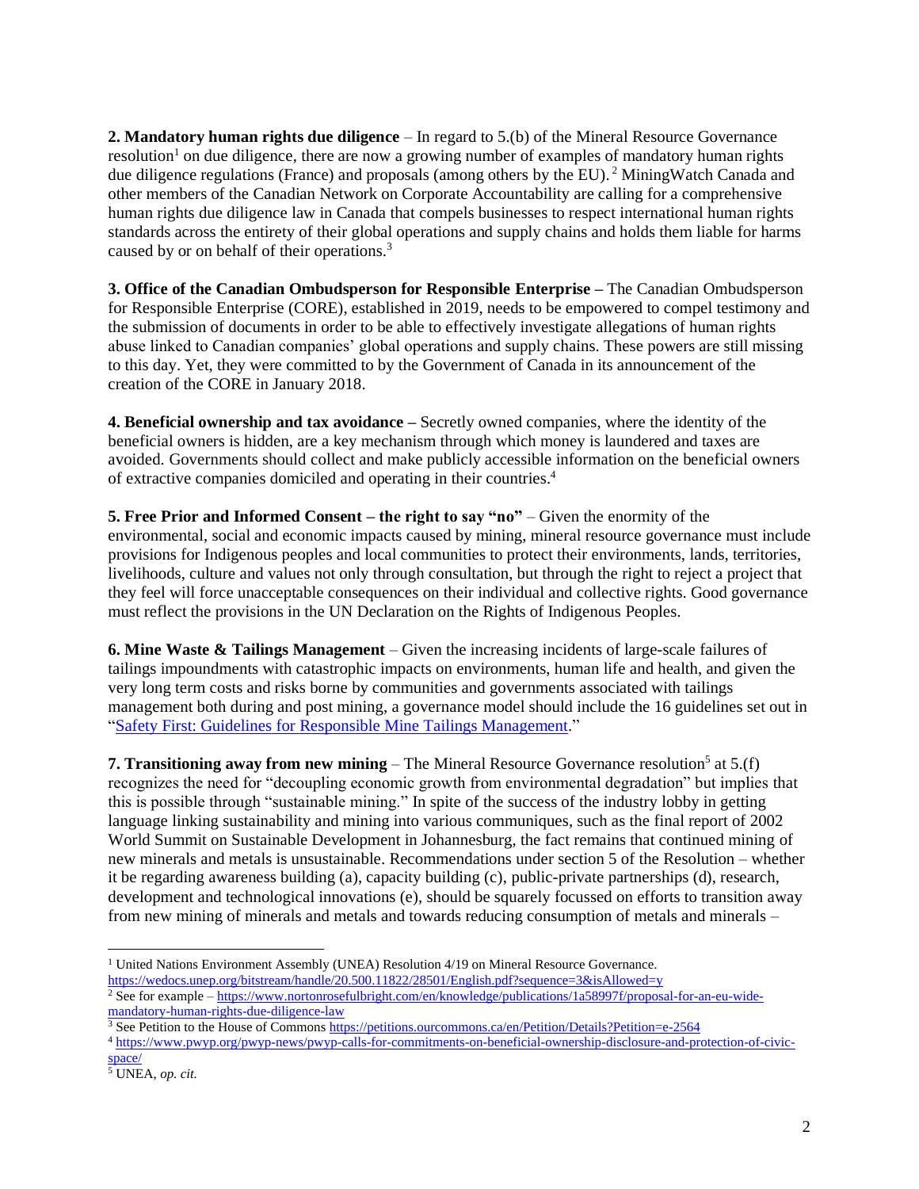**2. Mandatory human rights due diligence** – In regard to 5.(b) of the Mineral Resource Governance resolution[1] on due diligence, there are now a growing number of examples of mandatory human rights due diligence regulations (France) and proposals (among others by the EU).[2] MiningWatch Canada and other members of the Canadian Network on Corporate Accountability are calling for a comprehensive human rights due diligence law in Canada that compels businesses to respect international human rights standards across the entirety of their global operations and supply chains and holds them liable for harms caused by or on behalf of their operations.[3]

**3. Office of the Canadian Ombudsperson for Responsible Enterprise –** The Canadian Ombudsperson for Responsible Enterprise (CORE), established in 2019, needs to be empowered to compel testimony and the submission of documents in order to be able to effectively investigate allegations of human rights abuse linked to Canadian companies' global operations and supply chains. These powers are still missing to this day. Yet, they were committed to by the Government of Canada in its announcement of the creation of the CORE in January 2018.

**4. Beneficial ownership and tax avoidance –** Secretly owned companies, where the identity of the beneficial owners is hidden, are a key mechanism through which money is laundered and taxes are avoided. Governments should collect and make publicly accessible information on the beneficial owners of extractive companies domiciled and operating in their countries.[4]

**5. Free Prior and Informed Consent – the right to say "no"** – Given the enormity of the environmental, social and economic impacts caused by mining, mineral resource governance must include provisions for Indigenous peoples and local communities to protect their environments, lands, territories, livelihoods, culture and values not only through consultation, but through the right to reject a project that they feel will force unacceptable consequences on their individual and collective rights. Good governance must reflect the provisions in the UN Declaration on the Rights of Indigenous Peoples.

**6. Mine Waste & Tailings Management** – Given the increasing incidents of large-scale failures of tailings impoundments with catastrophic impacts on environments, human life and health, and given the very long term costs and risks borne by communities and governments associated with tailings management both during and post mining, a governance model should include the 16 guidelines set out in "Safety First: Guidelines for Responsible Mine Tailings Management."

**7. Transitioning away from new mining** – The Mineral Resource Governance resolution[5] at 5.(f) recognizes the need for "decoupling economic growth from environmental degradation" but implies that this is possible through "sustainable mining." In spite of the success of the industry lobby in getting language linking sustainability and mining into various communiques, such as the final report of 2002 World Summit on Sustainable Development in Johannesburg, the fact remains that continued mining of new minerals and metals is unsustainable. Recommendations under section 5 of the Resolution – whether it be regarding awareness building (a), capacity building (c), public-private partnerships (d), research, development and technological innovations (e), should be squarely focussed on efforts to transition away from new mining of minerals and metals and towards reducing consumption of metals and minerals –

---

[1] United Nations Environment Assembly (UNEA) Resolution 4/19 on Mineral Resource Governance. https://wedocs.unep.org/bitstream/handle/20.500.11822/28501/English.pdf?sequence=3&isAllowed=y

[2] See for example – https://www.nortonrosefulbright.com/en/knowledge/publications/1a58997f/proposal-for-an-eu-wide-mandatory-human-rights-due-diligence-law

[3] See Petition to the House of Commons https://petitions.ourcommons.ca/en/Petition/Details?Petition=e-2564

[4] https://www.pwyp.org/pwyp-news/pwyp-calls-for-commitments-on-beneficial-ownership-disclosure-and-protection-of-civic-space/

[5] UNEA, *op. cit.*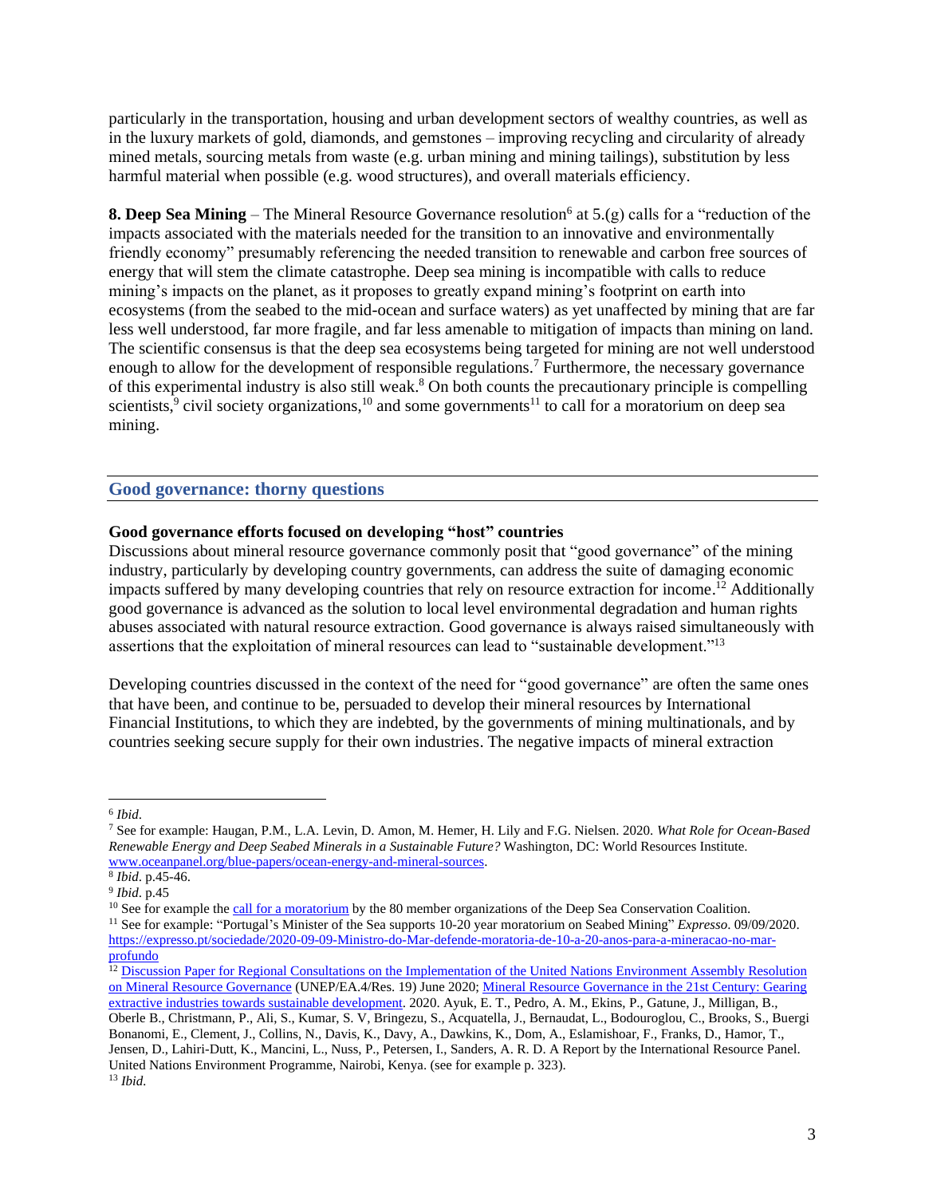particularly in the transportation, housing and urban development sectors of wealthy countries, as well as in the luxury markets of gold, diamonds, and gemstones – improving recycling and circularity of already mined metals, sourcing metals from waste (e.g. urban mining and mining tailings), substitution by less harmful material when possible (e.g. wood structures), and overall materials efficiency.

**8. Deep Sea Mining** – The Mineral Resource Governance resolution[6] at 5.(g) calls for a "reduction of the impacts associated with the materials needed for the transition to an innovative and environmentally friendly economy" presumably referencing the needed transition to renewable and carbon free sources of energy that will stem the climate catastrophe. Deep sea mining is incompatible with calls to reduce mining's impacts on the planet, as it proposes to greatly expand mining's footprint on earth into ecosystems (from the seabed to the mid-ocean and surface waters) as yet unaffected by mining that are far less well understood, far more fragile, and far less amenable to mitigation of impacts than mining on land. The scientific consensus is that the deep sea ecosystems being targeted for mining are not well understood enough to allow for the development of responsible regulations.[7] Furthermore, the necessary governance of this experimental industry is also still weak.[8] On both counts the precautionary principle is compelling scientists,[9] civil society organizations,[10] and some governments[11] to call for a moratorium on deep sea mining.

## Good governance: thorny questions

### Good governance efforts focused on developing "host" countries

Discussions about mineral resource governance commonly posit that "good governance" of the mining industry, particularly by developing country governments, can address the suite of damaging economic impacts suffered by many developing countries that rely on resource extraction for income.[12] Additionally good governance is advanced as the solution to local level environmental degradation and human rights abuses associated with natural resource extraction. Good governance is always raised simultaneously with assertions that the exploitation of mineral resources can lead to "sustainable development."[13]

Developing countries discussed in the context of the need for "good governance" are often the same ones that have been, and continue to be, persuaded to develop their mineral resources by International Financial Institutions, to which they are indebted, by the governments of mining multinationals, and by countries seeking secure supply for their own industries. The negative impacts of mineral extraction

---

[6] *Ibid*.

[7] See for example: Haugan, P.M., L.A. Levin, D. Amon, M. Hemer, H. Lily and F.G. Nielsen. 2020. *What Role for Ocean-Based Renewable Energy and Deep Seabed Minerals in a Sustainable Future?* Washington, DC: World Resources Institute. www.oceanpanel.org/blue-papers/ocean-energy-and-mineral-sources.

[8] *Ibid*. p.45-46.

[9] *Ibid*. p.45

[10] See for example the call for a moratorium by the 80 member organizations of the Deep Sea Conservation Coalition.

[11] See for example: "Portugal's Minister of the Sea supports 10-20 year moratorium on Seabed Mining" *Expresso*. 09/09/2020. https://expresso.pt/sociedade/2020-09-09-Ministro-do-Mar-defende-moratoria-de-10-a-20-anos-para-a-mineracao-no-mar-profundo

[12] Discussion Paper for Regional Consultations on the Implementation of the United Nations Environment Assembly Resolution on Mineral Resource Governance (UNEP/EA.4/Res. 19) June 2020; Mineral Resource Governance in the 21st Century: Gearing extractive industries towards sustainable development. 2020. Ayuk, E. T., Pedro, A. M., Ekins, P., Gatune, J., Milligan, B., Oberle B., Christmann, P., Ali, S., Kumar, S. V, Bringezu, S., Acquatella, J., Bernaudat, L., Bodouroglou, C., Brooks, S., Buergi Bonanomi, E., Clement, J., Collins, N., Davis, K., Davy, A., Dawkins, K., Dom, A., Eslamishoar, F., Franks, D., Hamor, T., Jensen, D., Lahiri-Dutt, K., Mancini, L., Nuss, P., Petersen, I., Sanders, A. R. D. A Report by the International Resource Panel. United Nations Environment Programme, Nairobi, Kenya. (see for example p. 323).

[13] *Ibid*.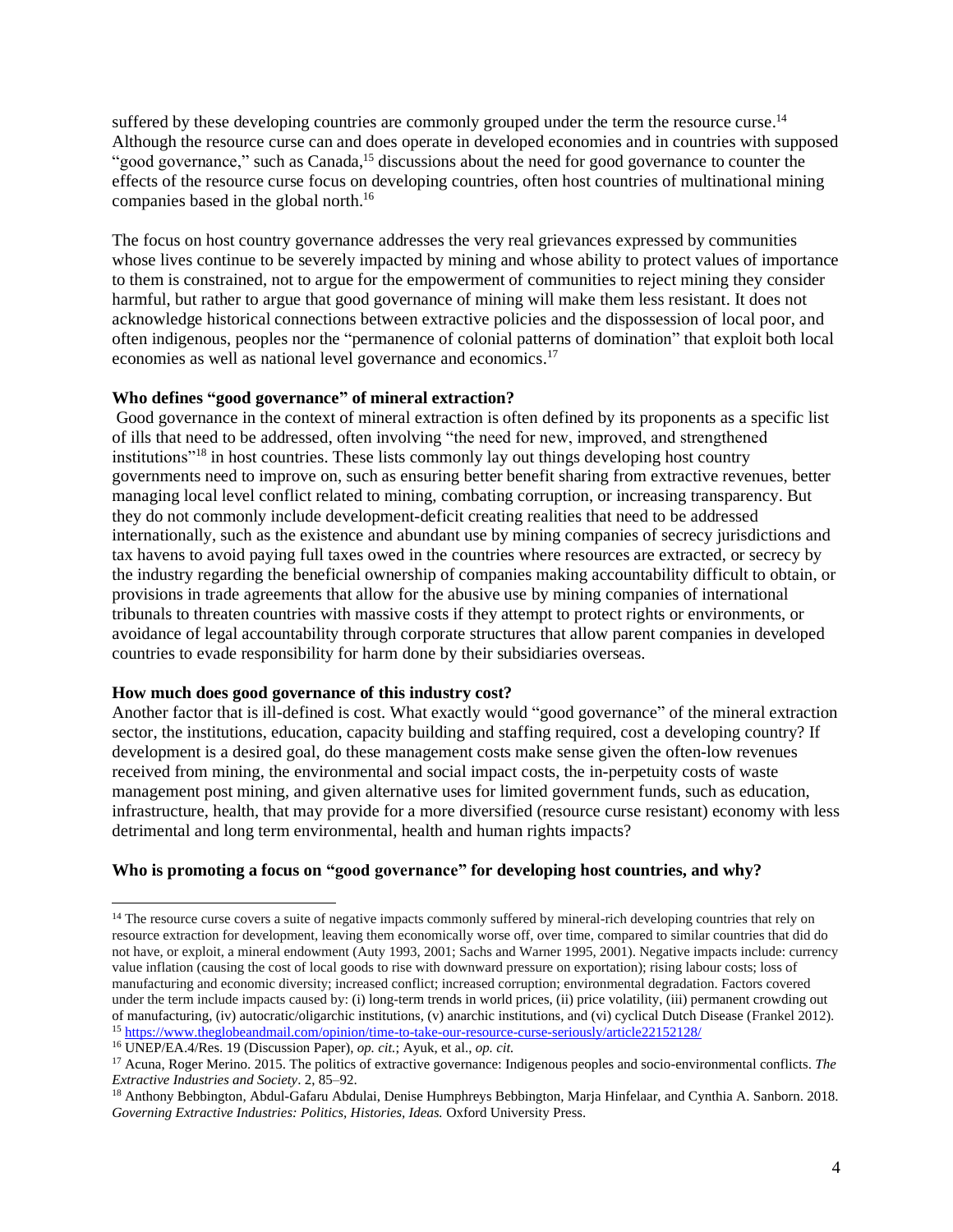suffered by these developing countries are commonly grouped under the term the resource curse.[14] Although the resource curse can and does operate in developed economies and in countries with supposed "good governance," such as Canada,[15] discussions about the need for good governance to counter the effects of the resource curse focus on developing countries, often host countries of multinational mining companies based in the global north.[16]

The focus on host country governance addresses the very real grievances expressed by communities whose lives continue to be severely impacted by mining and whose ability to protect values of importance to them is constrained, not to argue for the empowerment of communities to reject mining they consider harmful, but rather to argue that good governance of mining will make them less resistant. It does not acknowledge historical connections between extractive policies and the dispossession of local poor, and often indigenous, peoples nor the "permanence of colonial patterns of domination" that exploit both local economies as well as national level governance and economics.[17]

**Who defines "good governance" of mineral extraction?**

Good governance in the context of mineral extraction is often defined by its proponents as a specific list of ills that need to be addressed, often involving "the need for new, improved, and strengthened institutions"[18] in host countries. These lists commonly lay out things developing host country governments need to improve on, such as ensuring better benefit sharing from extractive revenues, better managing local level conflict related to mining, combating corruption, or increasing transparency. But they do not commonly include development-deficit creating realities that need to be addressed internationally, such as the existence and abundant use by mining companies of secrecy jurisdictions and tax havens to avoid paying full taxes owed in the countries where resources are extracted, or secrecy by the industry regarding the beneficial ownership of companies making accountability difficult to obtain, or provisions in trade agreements that allow for the abusive use by mining companies of international tribunals to threaten countries with massive costs if they attempt to protect rights or environments, or avoidance of legal accountability through corporate structures that allow parent companies in developed countries to evade responsibility for harm done by their subsidiaries overseas.

**How much does good governance of this industry cost?**

Another factor that is ill-defined is cost. What exactly would "good governance" of the mineral extraction sector, the institutions, education, capacity building and staffing required, cost a developing country? If development is a desired goal, do these management costs make sense given the often-low revenues received from mining, the environmental and social impact costs, the in-perpetuity costs of waste management post mining, and given alternative uses for limited government funds, such as education, infrastructure, health, that may provide for a more diversified (resource curse resistant) economy with less detrimental and long term environmental, health and human rights impacts?

**Who is promoting a focus on "good governance" for developing host countries, and why?**

---

[14] The resource curse covers a suite of negative impacts commonly suffered by mineral-rich developing countries that rely on resource extraction for development, leaving them economically worse off, over time, compared to similar countries that did do not have, or exploit, a mineral endowment (Auty 1993, 2001; Sachs and Warner 1995, 2001). Negative impacts include: currency value inflation (causing the cost of local goods to rise with downward pressure on exportation); rising labour costs; loss of manufacturing and economic diversity; increased conflict; increased corruption; environmental degradation. Factors covered under the term include impacts caused by: (i) long-term trends in world prices, (ii) price volatility, (iii) permanent crowding out of manufacturing, (iv) autocratic/oligarchic institutions, (v) anarchic institutions, and (vi) cyclical Dutch Disease (Frankel 2012).

[15] https://www.theglobeandmail.com/opinion/time-to-take-our-resource-curse-seriously/article22152128/

[16] UNEP/EA.4/Res. 19 (Discussion Paper), *op. cit.*; Ayuk, et al., *op. cit.*

[17] Acuna, Roger Merino. 2015. The politics of extractive governance: Indigenous peoples and socio-environmental conflicts. *The Extractive Industries and Society*. 2, 85–92.

[18] Anthony Bebbington, Abdul-Gafaru Abdulai, Denise Humphreys Bebbington, Marja Hinfelaar, and Cynthia A. Sanborn. 2018. *Governing Extractive Industries: Politics, Histories, Ideas.* Oxford University Press.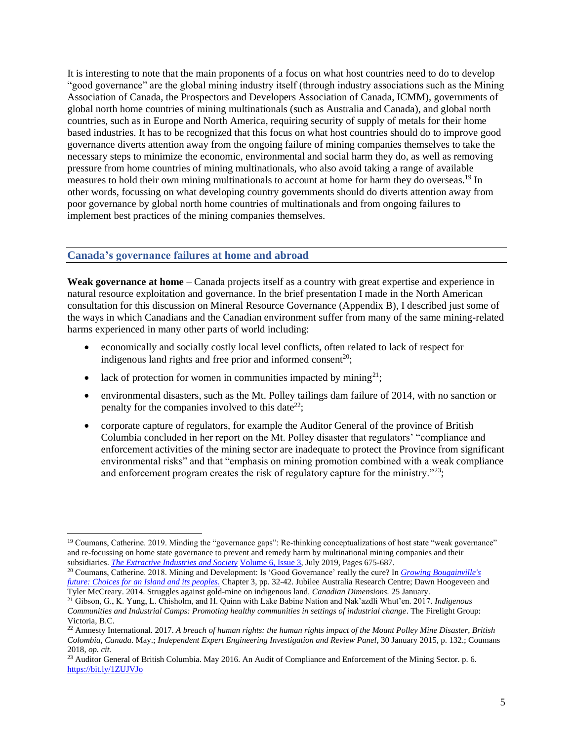It is interesting to note that the main proponents of a focus on what host countries need to do to develop "good governance" are the global mining industry itself (through industry associations such as the Mining Association of Canada, the Prospectors and Developers Association of Canada, ICMM), governments of global north home countries of mining multinationals (such as Australia and Canada), and global north countries, such as in Europe and North America, requiring security of supply of metals for their home based industries. It has to be recognized that this focus on what host countries should do to improve good governance diverts attention away from the ongoing failure of mining companies themselves to take the necessary steps to minimize the economic, environmental and social harm they do, as well as removing pressure from home countries of mining multinationals, who also avoid taking a range of available measures to hold their own mining multinationals to account at home for harm they do overseas.[19] In other words, focussing on what developing country governments should do diverts attention away from poor governance by global north home countries of multinationals and from ongoing failures to implement best practices of the mining companies themselves.

## Canada's governance failures at home and abroad

**Weak governance at home** – Canada projects itself as a country with great expertise and experience in natural resource exploitation and governance. In the brief presentation I made in the North American consultation for this discussion on Mineral Resource Governance (Appendix B), I described just some of the ways in which Canadians and the Canadian environment suffer from many of the same mining-related harms experienced in many other parts of world including:

- economically and socially costly local level conflicts, often related to lack of respect for indigenous land rights and free prior and informed consent[20];
- lack of protection for women in communities impacted by mining[21];
- environmental disasters, such as the Mt. Polley tailings dam failure of 2014, with no sanction or penalty for the companies involved to this date[22];
- corporate capture of regulators, for example the Auditor General of the province of British Columbia concluded in her report on the Mt. Polley disaster that regulators' "compliance and enforcement activities of the mining sector are inadequate to protect the Province from significant environmental risks" and that "emphasis on mining promotion combined with a weak compliance and enforcement program creates the risk of regulatory capture for the ministry."[23];

---

[19] Coumans, Catherine. 2019. Minding the "governance gaps": Re-thinking conceptualizations of host state "weak governance" and re-focussing on home state governance to prevent and remedy harm by multinational mining companies and their subsidiaries. *The Extractive Industries and Society* Volume 6, Issue 3, July 2019, Pages 675-687.

[20] Coumans, Catherine. 2018. Mining and Development: Is 'Good Governance' really the cure? In *Growing Bougainville's future: Choices for an Island and its peoples.* Chapter 3, pp. 32-42. Jubilee Australia Research Centre; Dawn Hoogeveen and Tyler McCreary. 2014. Struggles against gold-mine on indigenous land. *Canadian Dimensions.* 25 January.

[21] Gibson, G., K. Yung, L. Chisholm, and H. Quinn with Lake Babine Nation and Nak'azdli Whut'en. 2017. *Indigenous Communities and Industrial Camps: Promoting healthy communities in settings of industrial change*. The Firelight Group: Victoria, B.C.

[22] Amnesty International. 2017. *A breach of human rights: the human rights impact of the Mount Polley Mine Disaster, British Colombia, Canada*. May.; *Independent Expert Engineering Investigation and Review Panel*, 30 January 2015, p. 132.; Coumans 2018, *op. cit.*

[23] Auditor General of British Columbia. May 2016. An Audit of Compliance and Enforcement of the Mining Sector. p. 6. https://bit.ly/1ZUJVJo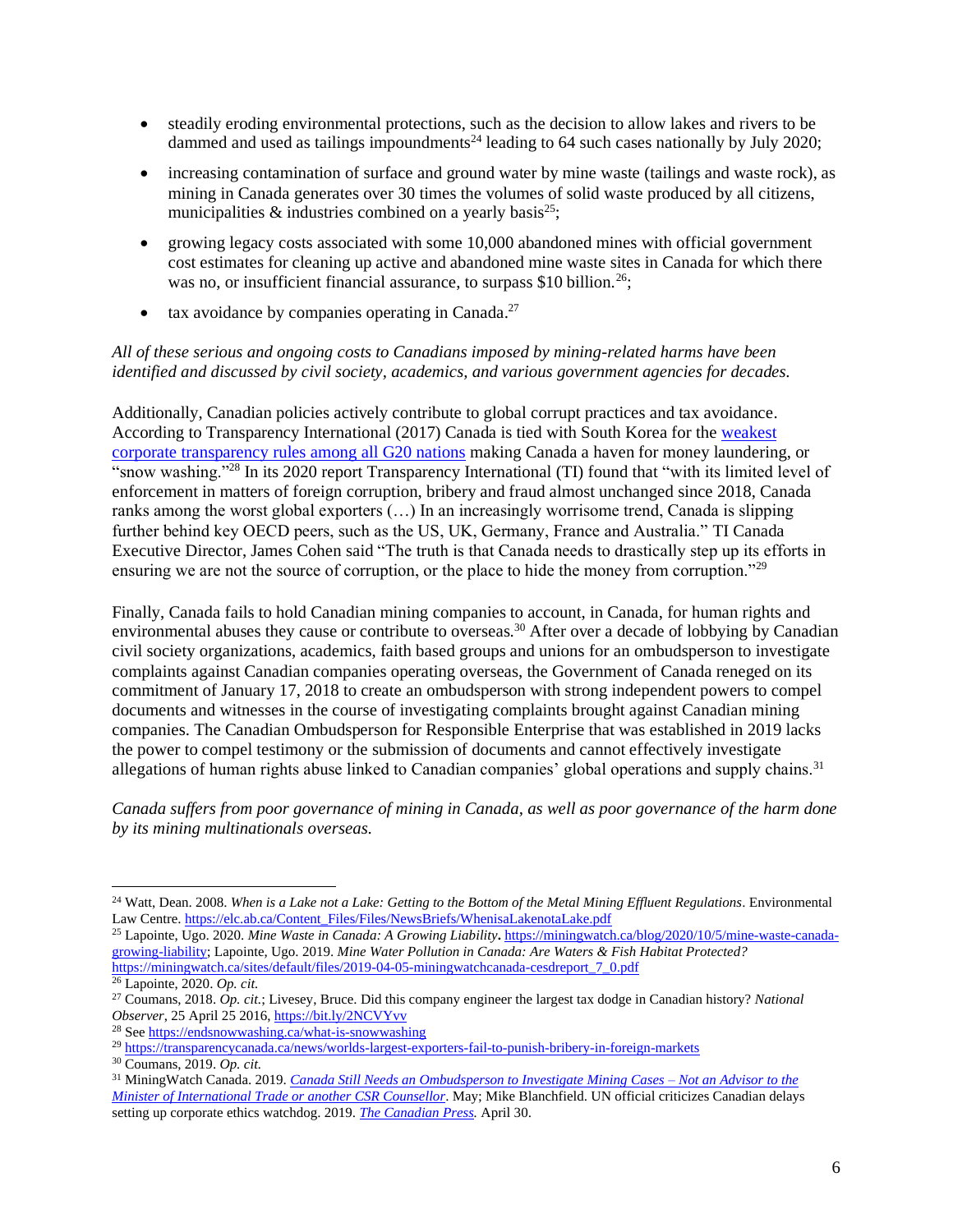- steadily eroding environmental protections, such as the decision to allow lakes and rivers to be dammed and used as tailings impoundments[24] leading to 64 such cases nationally by July 2020;
- increasing contamination of surface and ground water by mine waste (tailings and waste rock), as mining in Canada generates over 30 times the volumes of solid waste produced by all citizens, municipalities & industries combined on a yearly basis[25];
- growing legacy costs associated with some 10,000 abandoned mines with official government cost estimates for cleaning up active and abandoned mine waste sites in Canada for which there was no, or insufficient financial assurance, to surpass $10 billion.[26];
- tax avoidance by companies operating in Canada.[27]

*All of these serious and ongoing costs to Canadians imposed by mining-related harms have been identified and discussed by civil society, academics, and various government agencies for decades.*

Additionally, Canadian policies actively contribute to global corrupt practices and tax avoidance. According to Transparency International (2017) Canada is tied with South Korea for the weakest corporate transparency rules among all G20 nations making Canada a haven for money laundering, or "snow washing."[28] In its 2020 report Transparency International (TI) found that "with its limited level of enforcement in matters of foreign corruption, bribery and fraud almost unchanged since 2018, Canada ranks among the worst global exporters (…) In an increasingly worrisome trend, Canada is slipping further behind key OECD peers, such as the US, UK, Germany, France and Australia." TI Canada Executive Director, James Cohen said "The truth is that Canada needs to drastically step up its efforts in ensuring we are not the source of corruption, or the place to hide the money from corruption."[29]

Finally, Canada fails to hold Canadian mining companies to account, in Canada, for human rights and environmental abuses they cause or contribute to overseas.[30] After over a decade of lobbying by Canadian civil society organizations, academics, faith based groups and unions for an ombudsperson to investigate complaints against Canadian companies operating overseas, the Government of Canada reneged on its commitment of January 17, 2018 to create an ombudsperson with strong independent powers to compel documents and witnesses in the course of investigating complaints brought against Canadian mining companies. The Canadian Ombudsperson for Responsible Enterprise that was established in 2019 lacks the power to compel testimony or the submission of documents and cannot effectively investigate allegations of human rights abuse linked to Canadian companies' global operations and supply chains.[31]

*Canada suffers from poor governance of mining in Canada, as well as poor governance of the harm done by its mining multinationals overseas.*

---

[24] Watt, Dean. 2008. *When is a Lake not a Lake: Getting to the Bottom of the Metal Mining Effluent Regulations*. Environmental Law Centre. https://elc.ab.ca/Content_Files/Files/NewsBriefs/WhenisaLakenotaLake.pdf

[25] Lapointe, Ugo. 2020. ***Mine Waste in Canada: A Growing Liability***. https://miningwatch.ca/blog/2020/10/5/mine-waste-canada-growing-liability; Lapointe, Ugo. 2019. *Mine Water Pollution in Canada: Are Waters & Fish Habitat Protected?* https://miningwatch.ca/sites/default/files/2019-04-05-miningwatchcanada-cesdreport_7_0.pdf

[26] Lapointe, 2020. *Op. cit.*

[27] Coumans, 2018. *Op. cit.*; Livesey, Bruce. Did this company engineer the largest tax dodge in Canadian history? *National Observer*, 25 April 25 2016, https://bit.ly/2NCVYvv

[28] See https://endsnowwashing.ca/what-is-snowwashing

[29] https://transparencycanada.ca/news/worlds-largest-exporters-fail-to-punish-bribery-in-foreign-markets

[30] Coumans, 2019. *Op. cit.*

[31] MiningWatch Canada. 2019. *Canada Still Needs an Ombudsperson to Investigate Mining Cases – Not an Advisor to the Minister of International Trade or another CSR Counsellor*. May; Mike Blanchfield. UN official criticizes Canadian delays setting up corporate ethics watchdog. 2019. *The Canadian Press.* April 30.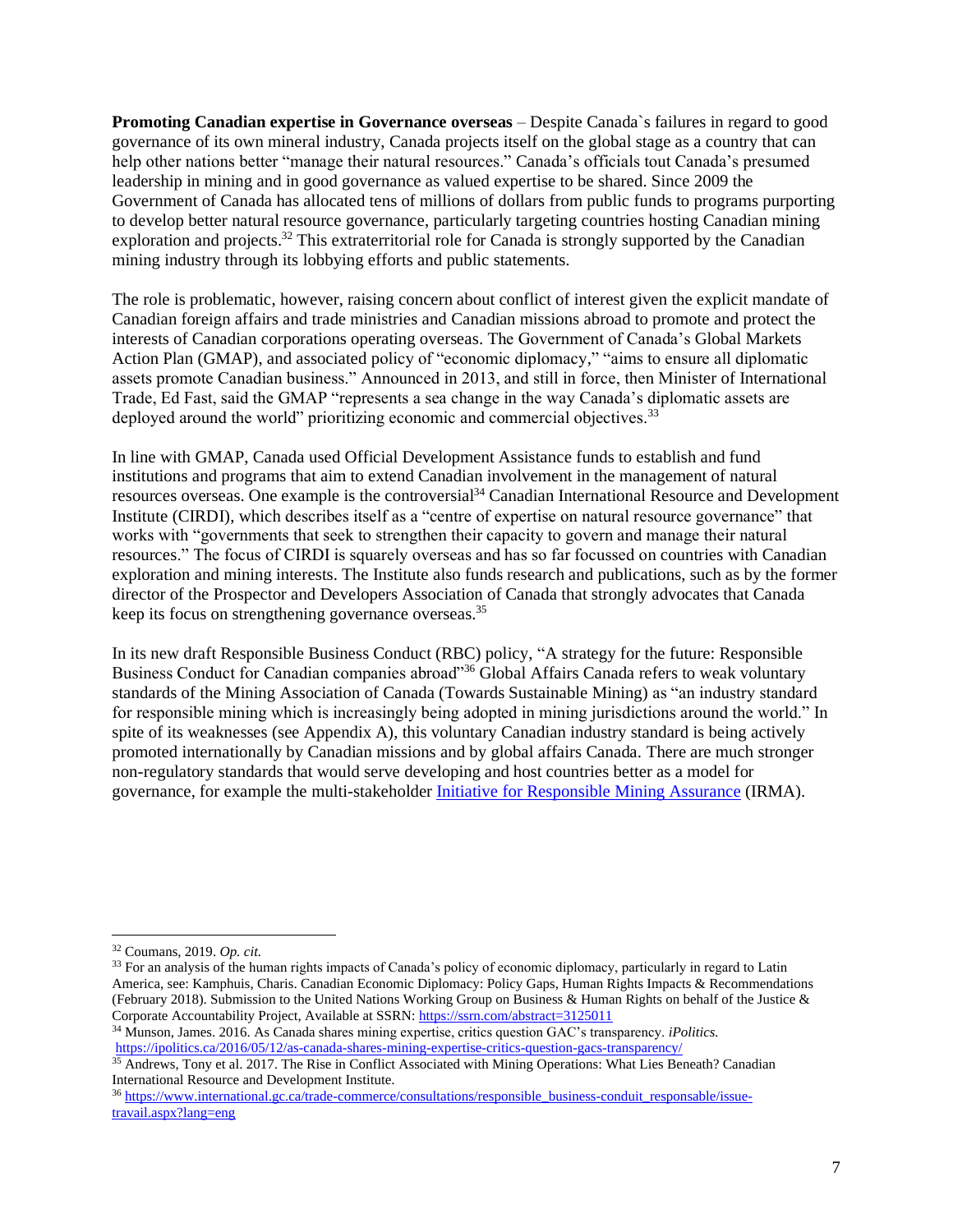**Promoting Canadian expertise in Governance overseas** – Despite Canada`s failures in regard to good governance of its own mineral industry, Canada projects itself on the global stage as a country that can help other nations better "manage their natural resources." Canada's officials tout Canada's presumed leadership in mining and in good governance as valued expertise to be shared. Since 2009 the Government of Canada has allocated tens of millions of dollars from public funds to programs purporting to develop better natural resource governance, particularly targeting countries hosting Canadian mining exploration and projects.[32] This extraterritorial role for Canada is strongly supported by the Canadian mining industry through its lobbying efforts and public statements.

The role is problematic, however, raising concern about conflict of interest given the explicit mandate of Canadian foreign affairs and trade ministries and Canadian missions abroad to promote and protect the interests of Canadian corporations operating overseas. The Government of Canada's Global Markets Action Plan (GMAP), and associated policy of "economic diplomacy," "aims to ensure all diplomatic assets promote Canadian business." Announced in 2013, and still in force, then Minister of International Trade, Ed Fast, said the GMAP "represents a sea change in the way Canada's diplomatic assets are deployed around the world" prioritizing economic and commercial objectives.[33]

In line with GMAP, Canada used Official Development Assistance funds to establish and fund institutions and programs that aim to extend Canadian involvement in the management of natural resources overseas. One example is the controversial[34] Canadian International Resource and Development Institute (CIRDI), which describes itself as a "centre of expertise on natural resource governance" that works with "governments that seek to strengthen their capacity to govern and manage their natural resources." The focus of CIRDI is squarely overseas and has so far focussed on countries with Canadian exploration and mining interests. The Institute also funds research and publications, such as by the former director of the Prospector and Developers Association of Canada that strongly advocates that Canada keep its focus on strengthening governance overseas.[35]

In its new draft Responsible Business Conduct (RBC) policy, "A strategy for the future: Responsible Business Conduct for Canadian companies abroad"[36] Global Affairs Canada refers to weak voluntary standards of the Mining Association of Canada (Towards Sustainable Mining) as "an industry standard for responsible mining which is increasingly being adopted in mining jurisdictions around the world." In spite of its weaknesses (see Appendix A), this voluntary Canadian industry standard is being actively promoted internationally by Canadian missions and by global affairs Canada. There are much stronger non-regulatory standards that would serve developing and host countries better as a model for governance, for example the multi-stakeholder Initiative for Responsible Mining Assurance (IRMA).

---

[32] Coumans, 2019. *Op. cit.*

[33] For an analysis of the human rights impacts of Canada's policy of economic diplomacy, particularly in regard to Latin America, see: Kamphuis, Charis. Canadian Economic Diplomacy: Policy Gaps, Human Rights Impacts & Recommendations (February 2018). Submission to the United Nations Working Group on Business & Human Rights on behalf of the Justice & Corporate Accountability Project, Available at SSRN: https://ssrn.com/abstract=3125011

[34] Munson, James. 2016. As Canada shares mining expertise, critics question GAC's transparency. *iPolitics.* https://ipolitics.ca/2016/05/12/as-canada-shares-mining-expertise-critics-question-gacs-transparency/

[35] Andrews, Tony et al. 2017. The Rise in Conflict Associated with Mining Operations: What Lies Beneath? Canadian International Resource and Development Institute.

[36] https://www.international.gc.ca/trade-commerce/consultations/responsible_business-conduit_responsable/issue-travail.aspx?lang=eng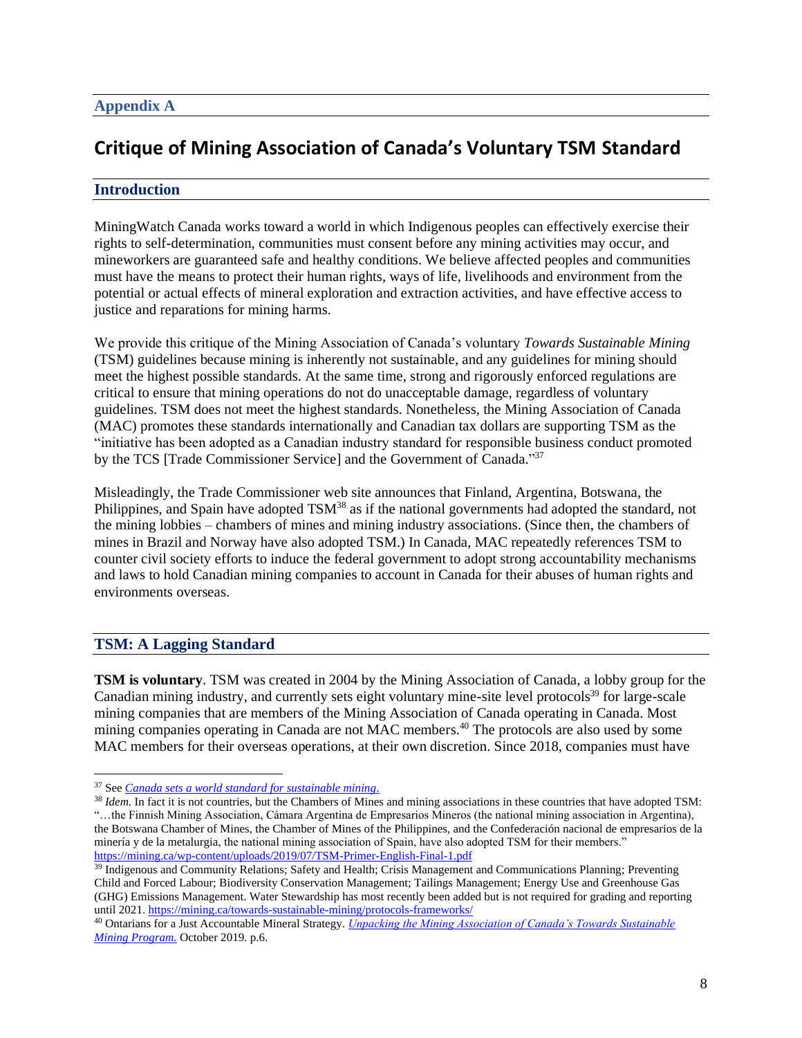## Appendix A

# Critique of Mining Association of Canada's Voluntary TSM Standard

## Introduction

MiningWatch Canada works toward a world in which Indigenous peoples can effectively exercise their rights to self-determination, communities must consent before any mining activities may occur, and mineworkers are guaranteed safe and healthy conditions. We believe affected peoples and communities must have the means to protect their human rights, ways of life, livelihoods and environment from the potential or actual effects of mineral exploration and extraction activities, and have effective access to justice and reparations for mining harms.

We provide this critique of the Mining Association of Canada's voluntary *Towards Sustainable Mining* (TSM) guidelines because mining is inherently not sustainable, and any guidelines for mining should meet the highest possible standards. At the same time, strong and rigorously enforced regulations are critical to ensure that mining operations do not do unacceptable damage, regardless of voluntary guidelines. TSM does not meet the highest standards. Nonetheless, the Mining Association of Canada (MAC) promotes these standards internationally and Canadian tax dollars are supporting TSM as the "initiative has been adopted as a Canadian industry standard for responsible business conduct promoted by the TCS [Trade Commissioner Service] and the Government of Canada."[37]

Misleadingly, the Trade Commissioner web site announces that Finland, Argentina, Botswana, the Philippines, and Spain have adopted TSM[38] as if the national governments had adopted the standard, not the mining lobbies – chambers of mines and mining industry associations. (Since then, the chambers of mines in Brazil and Norway have also adopted TSM.) In Canada, MAC repeatedly references TSM to counter civil society efforts to induce the federal government to adopt strong accountability mechanisms and laws to hold Canadian mining companies to account in Canada for their abuses of human rights and environments overseas.

## TSM: A Lagging Standard

**TSM is voluntary**. TSM was created in 2004 by the Mining Association of Canada, a lobby group for the Canadian mining industry, and currently sets eight voluntary mine-site level protocols[39] for large-scale mining companies that are members of the Mining Association of Canada operating in Canada. Most mining companies operating in Canada are not MAC members.[40] The protocols are also used by some MAC members for their overseas operations, at their own discretion. Since 2018, companies must have

---

[37] See *[Canada sets a world standard for sustainable mining.](#)*

[38] *Idem.* In fact it is not countries, but the Chambers of Mines and mining associations in these countries that have adopted TSM: "…the Finnish Mining Association, Cámara Argentina de Empresarios Mineros (the national mining association in Argentina), the Botswana Chamber of Mines, the Chamber of Mines of the Philippines, and the Confederación nacional de empresarios de la minería y de la metalurgia, the national mining association of Spain, have also adopted TSM for their members." https://mining.ca/wp-content/uploads/2019/07/TSM-Primer-English-Final-1.pdf

[39] Indigenous and Community Relations; Safety and Health; Crisis Management and Communications Planning; Preventing Child and Forced Labour; Biodiversity Conservation Management; Tailings Management; Energy Use and Greenhouse Gas (GHG) Emissions Management. Water Stewardship has most recently been added but is not required for grading and reporting until 2021. https://mining.ca/towards-sustainable-mining/protocols-frameworks/

[40] Ontarians for a Just Accountable Mineral Strategy. *[Unpacking the Mining Association of Canada's Towards Sustainable Mining Program.](#)* October 2019. p.6.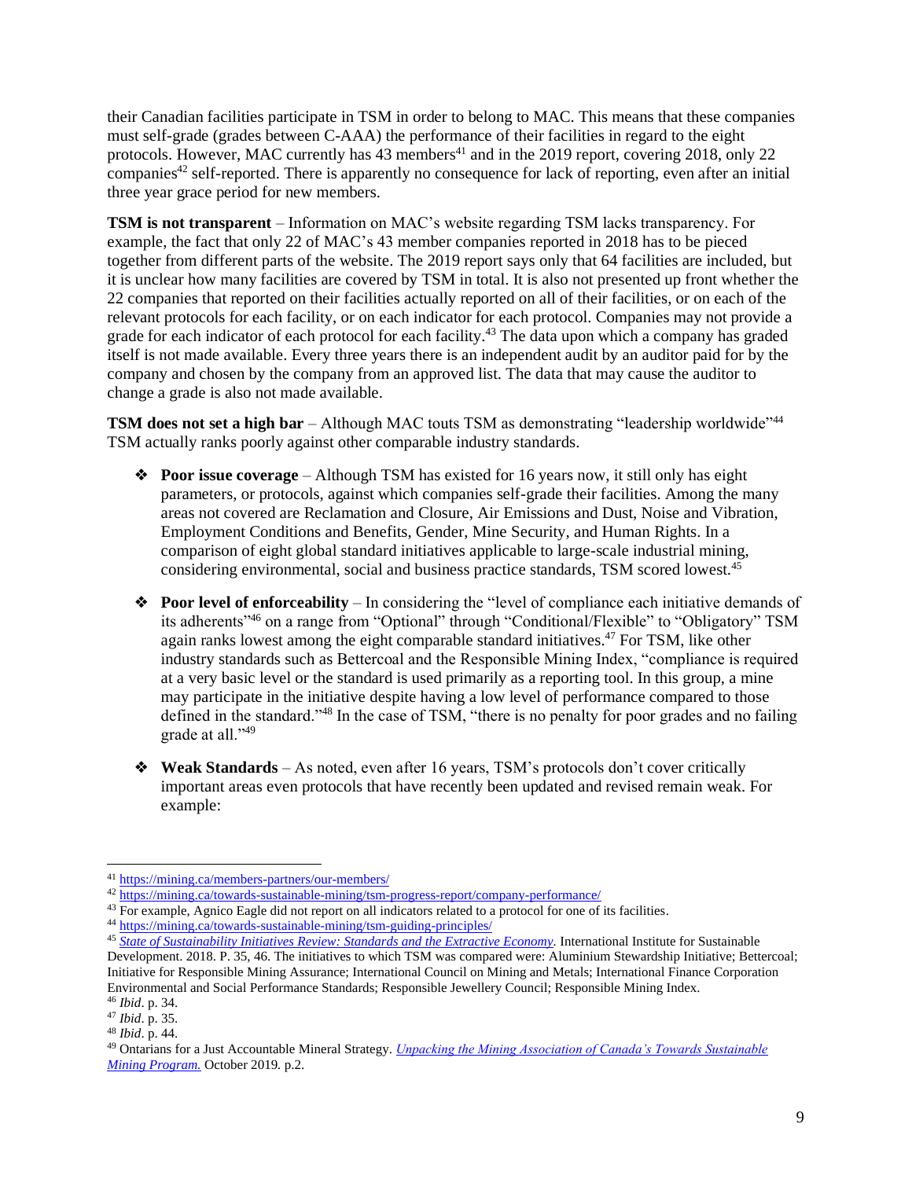their Canadian facilities participate in TSM in order to belong to MAC. This means that these companies must self-grade (grades between C-AAA) the performance of their facilities in regard to the eight protocols. However, MAC currently has 43 members[41] and in the 2019 report, covering 2018, only 22 companies[42] self-reported. There is apparently no consequence for lack of reporting, even after an initial three year grace period for new members.

**TSM is not transparent** – Information on MAC's website regarding TSM lacks transparency. For example, the fact that only 22 of MAC's 43 member companies reported in 2018 has to be pieced together from different parts of the website. The 2019 report says only that 64 facilities are included, but it is unclear how many facilities are covered by TSM in total. It is also not presented up front whether the 22 companies that reported on their facilities actually reported on all of their facilities, or on each of the relevant protocols for each facility, or on each indicator for each protocol. Companies may not provide a grade for each indicator of each protocol for each facility.[43] The data upon which a company has graded itself is not made available. Every three years there is an independent audit by an auditor paid for by the company and chosen by the company from an approved list. The data that may cause the auditor to change a grade is also not made available.

**TSM does not set a high bar** – Although MAC touts TSM as demonstrating "leadership worldwide"[44] TSM actually ranks poorly against other comparable industry standards.

- **Poor issue coverage** – Although TSM has existed for 16 years now, it still only has eight parameters, or protocols, against which companies self-grade their facilities. Among the many areas not covered are Reclamation and Closure, Air Emissions and Dust, Noise and Vibration, Employment Conditions and Benefits, Gender, Mine Security, and Human Rights. In a comparison of eight global standard initiatives applicable to large-scale industrial mining, considering environmental, social and business practice standards, TSM scored lowest.[45]

- **Poor level of enforceability** – In considering the "level of compliance each initiative demands of its adherents"[46] on a range from "Optional" through "Conditional/Flexible" to "Obligatory" TSM again ranks lowest among the eight comparable standard initiatives.[47] For TSM, like other industry standards such as Bettercoal and the Responsible Mining Index, "compliance is required at a very basic level or the standard is used primarily as a reporting tool. In this group, a mine may participate in the initiative despite having a low level of performance compared to those defined in the standard."[48] In the case of TSM, "there is no penalty for poor grades and no failing grade at all."[49]

- **Weak Standards** – As noted, even after 16 years, TSM's protocols don't cover critically important areas even protocols that have recently been updated and revised remain weak. For example:

---

[41] https://mining.ca/members-partners/our-members/

[42] https://mining.ca/towards-sustainable-mining/tsm-progress-report/company-performance/

[43] For example, Agnico Eagle did not report on all indicators related to a protocol for one of its facilities.

[44] https://mining.ca/towards-sustainable-mining/tsm-guiding-principles/

[45] *State of Sustainability Initiatives Review: Standards and the Extractive Economy.* International Institute for Sustainable Development. 2018. P. 35, 46. The initiatives to which TSM was compared were: Aluminium Stewardship Initiative; Bettercoal; Initiative for Responsible Mining Assurance; International Council on Mining and Metals; International Finance Corporation Environmental and Social Performance Standards; Responsible Jewellery Council; Responsible Mining Index.

[46] *Ibid*. p. 34.

[47] *Ibid*. p. 35.

[48] *Ibid*. p. 44.

[49] Ontarians for a Just Accountable Mineral Strategy. *Unpacking the Mining Association of Canada's Towards Sustainable Mining Program.* October 2019. p.2.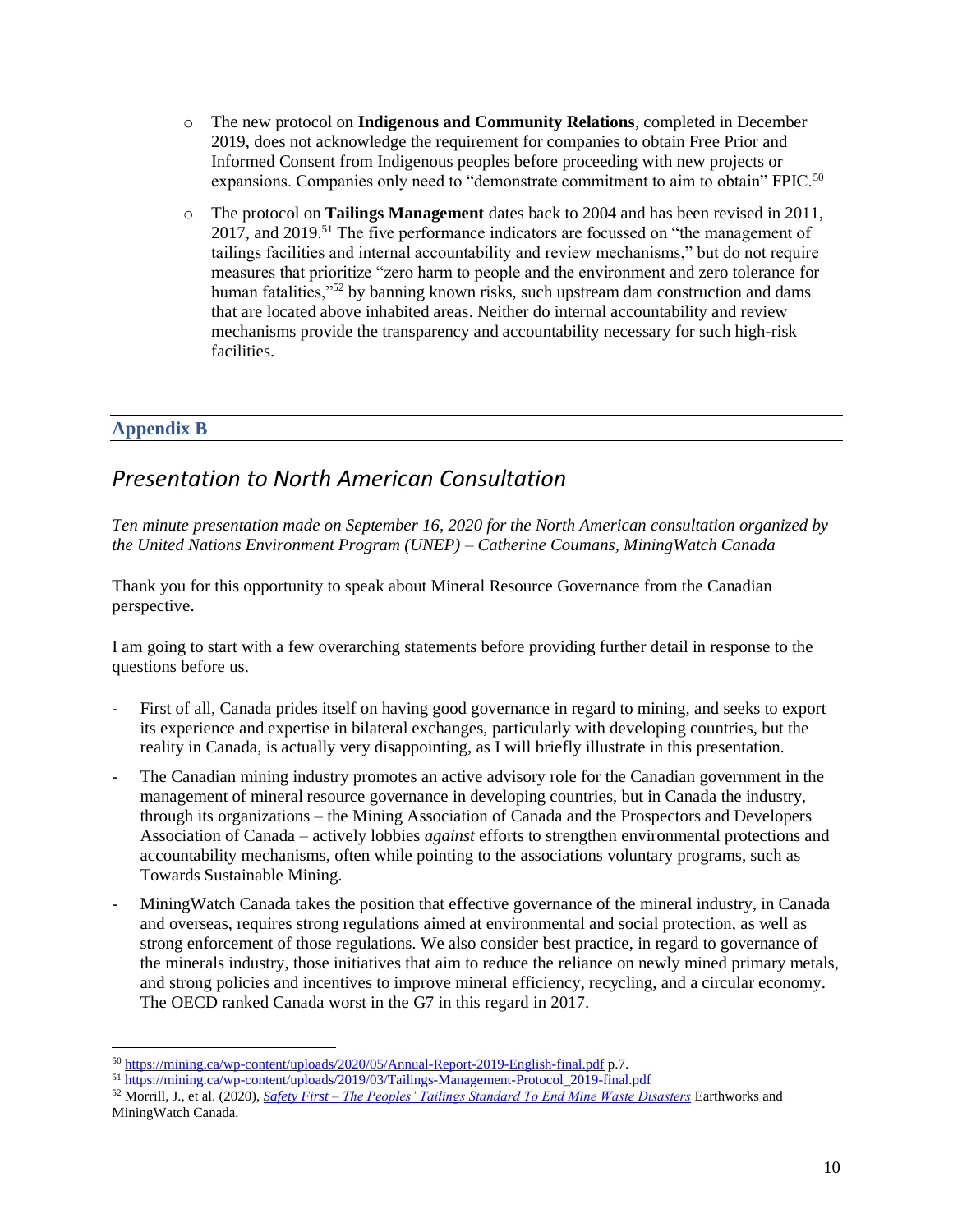- The new protocol on **Indigenous and Community Relations**, completed in December 2019, does not acknowledge the requirement for companies to obtain Free Prior and Informed Consent from Indigenous peoples before proceeding with new projects or expansions. Companies only need to "demonstrate commitment to aim to obtain" FPIC.[50]

- The protocol on **Tailings Management** dates back to 2004 and has been revised in 2011, 2017, and 2019.[51] The five performance indicators are focussed on "the management of tailings facilities and internal accountability and review mechanisms," but do not require measures that prioritize "zero harm to people and the environment and zero tolerance for human fatalities,"[52] by banning known risks, such upstream dam construction and dams that are located above inhabited areas. Neither do internal accountability and review mechanisms provide the transparency and accountability necessary for such high-risk facilities.

## Appendix B

## *Presentation to North American Consultation*

*Ten minute presentation made on September 16, 2020 for the North American consultation organized by the United Nations Environment Program (UNEP) – Catherine Coumans, MiningWatch Canada*

Thank you for this opportunity to speak about Mineral Resource Governance from the Canadian perspective.

I am going to start with a few overarching statements before providing further detail in response to the questions before us.

- First of all, Canada prides itself on having good governance in regard to mining, and seeks to export its experience and expertise in bilateral exchanges, particularly with developing countries, but the reality in Canada, is actually very disappointing, as I will briefly illustrate in this presentation.
- The Canadian mining industry promotes an active advisory role for the Canadian government in the management of mineral resource governance in developing countries, but in Canada the industry, through its organizations – the Mining Association of Canada and the Prospectors and Developers Association of Canada – actively lobbies *against* efforts to strengthen environmental protections and accountability mechanisms, often while pointing to the associations voluntary programs, such as Towards Sustainable Mining.
- MiningWatch Canada takes the position that effective governance of the mineral industry, in Canada and overseas, requires strong regulations aimed at environmental and social protection, as well as strong enforcement of those regulations. We also consider best practice, in regard to governance of the minerals industry, those initiatives that aim to reduce the reliance on newly mined primary metals, and strong policies and incentives to improve mineral efficiency, recycling, and a circular economy. The OECD ranked Canada worst in the G7 in this regard in 2017.

---

[50] https://mining.ca/wp-content/uploads/2020/05/Annual-Report-2019-English-final.pdf p.7.

[51] https://mining.ca/wp-content/uploads/2019/03/Tailings-Management-Protocol_2019-final.pdf

[52] Morrill, J., et al. (2020), *Safety First – The Peoples' Tailings Standard To End Mine Waste Disasters* Earthworks and MiningWatch Canada.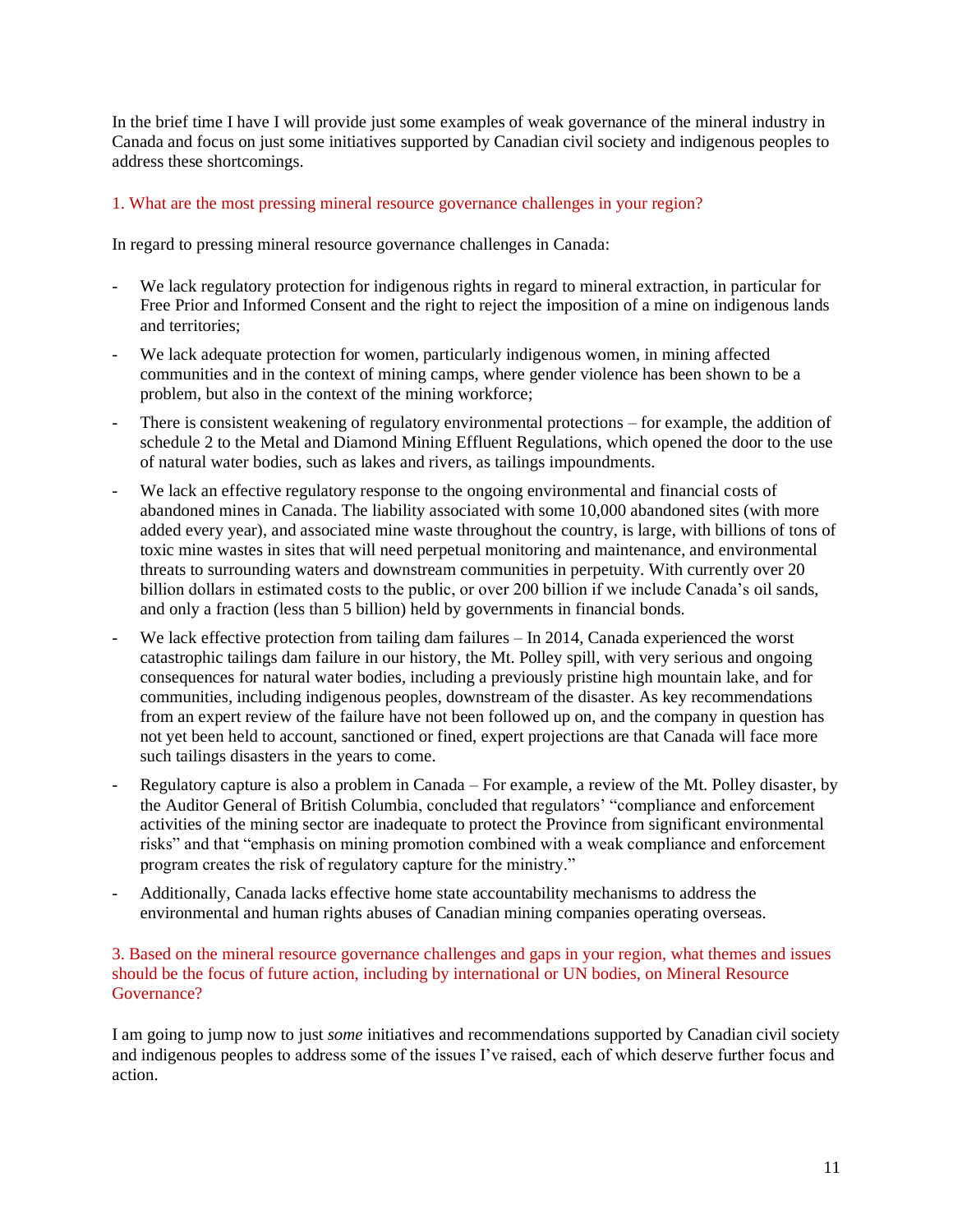In the brief time I have I will provide just some examples of weak governance of the mineral industry in Canada and focus on just some initiatives supported by Canadian civil society and indigenous peoples to address these shortcomings.

### 1. What are the most pressing mineral resource governance challenges in your region?

In regard to pressing mineral resource governance challenges in Canada:

- We lack regulatory protection for indigenous rights in regard to mineral extraction, in particular for Free Prior and Informed Consent and the right to reject the imposition of a mine on indigenous lands and territories;
- We lack adequate protection for women, particularly indigenous women, in mining affected communities and in the context of mining camps, where gender violence has been shown to be a problem, but also in the context of the mining workforce;
- There is consistent weakening of regulatory environmental protections – for example, the addition of schedule 2 to the Metal and Diamond Mining Effluent Regulations, which opened the door to the use of natural water bodies, such as lakes and rivers, as tailings impoundments.
- We lack an effective regulatory response to the ongoing environmental and financial costs of abandoned mines in Canada. The liability associated with some 10,000 abandoned sites (with more added every year), and associated mine waste throughout the country, is large, with billions of tons of toxic mine wastes in sites that will need perpetual monitoring and maintenance, and environmental threats to surrounding waters and downstream communities in perpetuity. With currently over 20 billion dollars in estimated costs to the public, or over 200 billion if we include Canada's oil sands, and only a fraction (less than 5 billion) held by governments in financial bonds.
- We lack effective protection from tailing dam failures – In 2014, Canada experienced the worst catastrophic tailings dam failure in our history, the Mt. Polley spill, with very serious and ongoing consequences for natural water bodies, including a previously pristine high mountain lake, and for communities, including indigenous peoples, downstream of the disaster. As key recommendations from an expert review of the failure have not been followed up on, and the company in question has not yet been held to account, sanctioned or fined, expert projections are that Canada will face more such tailings disasters in the years to come.
- Regulatory capture is also a problem in Canada – For example, a review of the Mt. Polley disaster, by the Auditor General of British Columbia, concluded that regulators' "compliance and enforcement activities of the mining sector are inadequate to protect the Province from significant environmental risks" and that "emphasis on mining promotion combined with a weak compliance and enforcement program creates the risk of regulatory capture for the ministry."
- Additionally, Canada lacks effective home state accountability mechanisms to address the environmental and human rights abuses of Canadian mining companies operating overseas.

### 3. Based on the mineral resource governance challenges and gaps in your region, what themes and issues should be the focus of future action, including by international or UN bodies, on Mineral Resource Governance?

I am going to jump now to just *some* initiatives and recommendations supported by Canadian civil society and indigenous peoples to address some of the issues I've raised, each of which deserve further focus and action.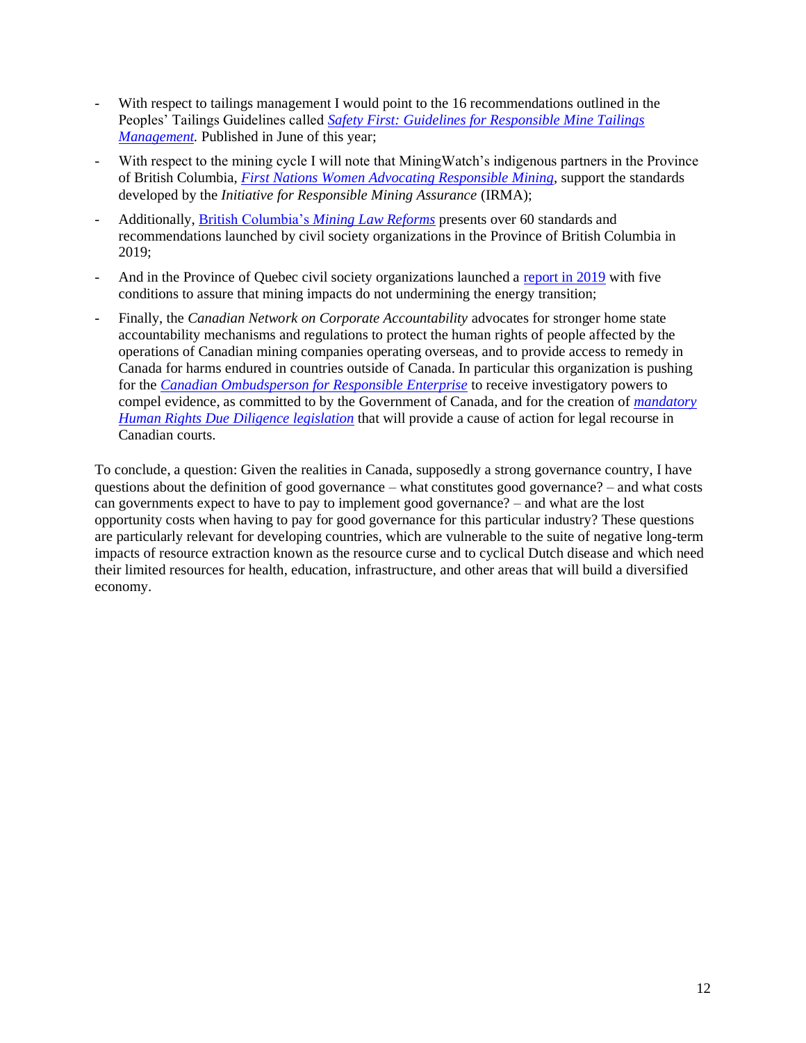- With respect to tailings management I would point to the 16 recommendations outlined in the Peoples' Tailings Guidelines called *Safety First: Guidelines for Responsible Mine Tailings Management.* Published in June of this year;
- With respect to the mining cycle I will note that MiningWatch's indigenous partners in the Province of British Columbia, *First Nations Women Advocating Responsible Mining*, support the standards developed by the *Initiative for Responsible Mining Assurance* (IRMA);
- Additionally, British Columbia's *Mining Law Reforms* presents over 60 standards and recommendations launched by civil society organizations in the Province of British Columbia in 2019;
- And in the Province of Quebec civil society organizations launched a report in 2019 with five conditions to assure that mining impacts do not undermining the energy transition;
- Finally, the *Canadian Network on Corporate Accountability* advocates for stronger home state accountability mechanisms and regulations to protect the human rights of people affected by the operations of Canadian mining companies operating overseas, and to provide access to remedy in Canada for harms endured in countries outside of Canada. In particular this organization is pushing for the *Canadian Ombudsperson for Responsible Enterprise* to receive investigatory powers to compel evidence, as committed to by the Government of Canada, and for the creation of *mandatory Human Rights Due Diligence legislation* that will provide a cause of action for legal recourse in Canadian courts.

To conclude, a question: Given the realities in Canada, supposedly a strong governance country, I have questions about the definition of good governance – what constitutes good governance? – and what costs can governments expect to have to pay to implement good governance? – and what are the lost opportunity costs when having to pay for good governance for this particular industry? These questions are particularly relevant for developing countries, which are vulnerable to the suite of negative long-term impacts of resource extraction known as the resource curse and to cyclical Dutch disease and which need their limited resources for health, education, infrastructure, and other areas that will build a diversified economy.